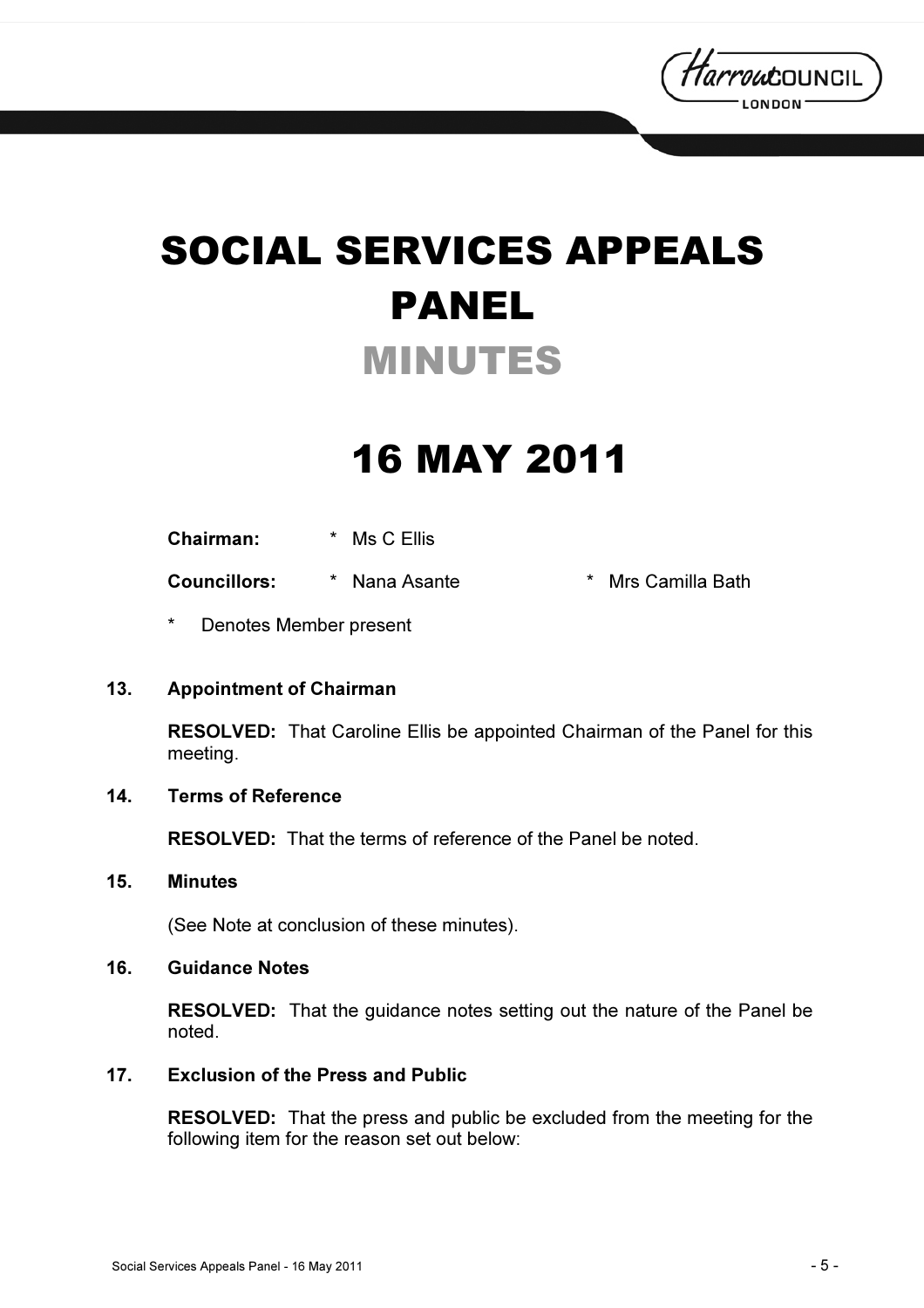# SOCIAL SERVICES APPEALS PANEL

## MINUTES

# 16 MAY 2011

**Chairman:** * Ms C Ellis

**Councillors:** * Nana Asante * Mrs Camilla Bath

\* Denotes Member present

### 13. Appointment of Chairman

**RESOLVED:** That Caroline Ellis be appointed Chairman of the Panel for this meeting.

### 14. Terms of Reference

**RESOLVED:** That the terms of reference of the Panel be noted.

### 15. Minutes

(See Note at conclusion of these minutes).

### 16. Guidance Notes

**RESOLVED:** That the guidance notes setting out the nature of the Panel be noted.

### 17. Exclusion of the Press and Public

**RESOLVED:** That the press and public be excluded from the meeting for the following item for the reason set out below: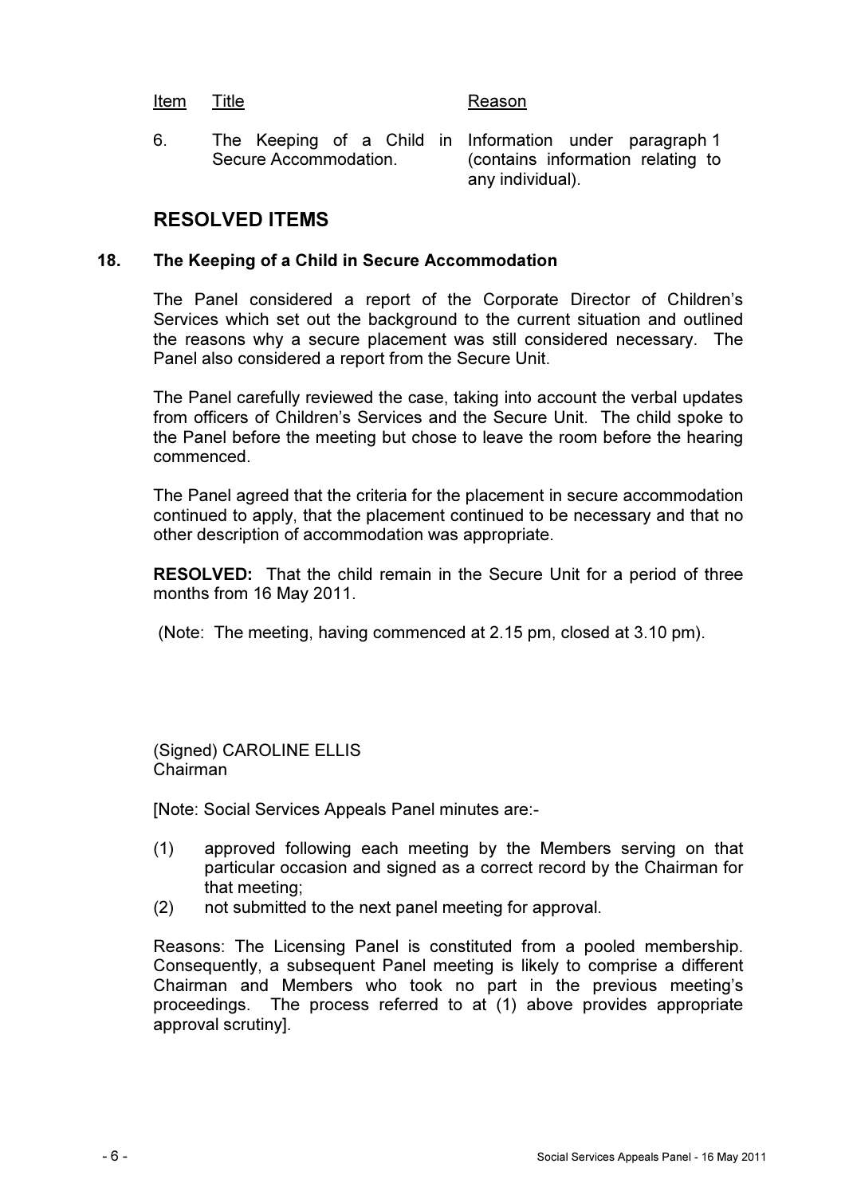| Item | Title | Reason |
| --- | --- | --- |
| 6. | The Keeping of a Child in Secure Accommodation. | Information under paragraph 1 (contains information relating to any individual). |

## RESOLVED ITEMS

### 18. The Keeping of a Child in Secure Accommodation

The Panel considered a report of the Corporate Director of Children's Services which set out the background to the current situation and outlined the reasons why a secure placement was still considered necessary. The Panel also considered a report from the Secure Unit.

The Panel carefully reviewed the case, taking into account the verbal updates from officers of Children's Services and the Secure Unit. The child spoke to the Panel before the meeting but chose to leave the room before the hearing commenced.

The Panel agreed that the criteria for the placement in secure accommodation continued to apply, that the placement continued to be necessary and that no other description of accommodation was appropriate.

**RESOLVED:** That the child remain in the Secure Unit for a period of three months from 16 May 2011.

(Note: The meeting, having commenced at 2.15 pm, closed at 3.10 pm).

(Signed) CAROLINE ELLIS
Chairman

[Note: Social Services Appeals Panel minutes are:-

(1) approved following each meeting by the Members serving on that particular occasion and signed as a correct record by the Chairman for that meeting;
(2) not submitted to the next panel meeting for approval.

Reasons: The Licensing Panel is constituted from a pooled membership. Consequently, a subsequent Panel meeting is likely to comprise a different Chairman and Members who took no part in the previous meeting's proceedings. The process referred to at (1) above provides appropriate approval scrutiny].